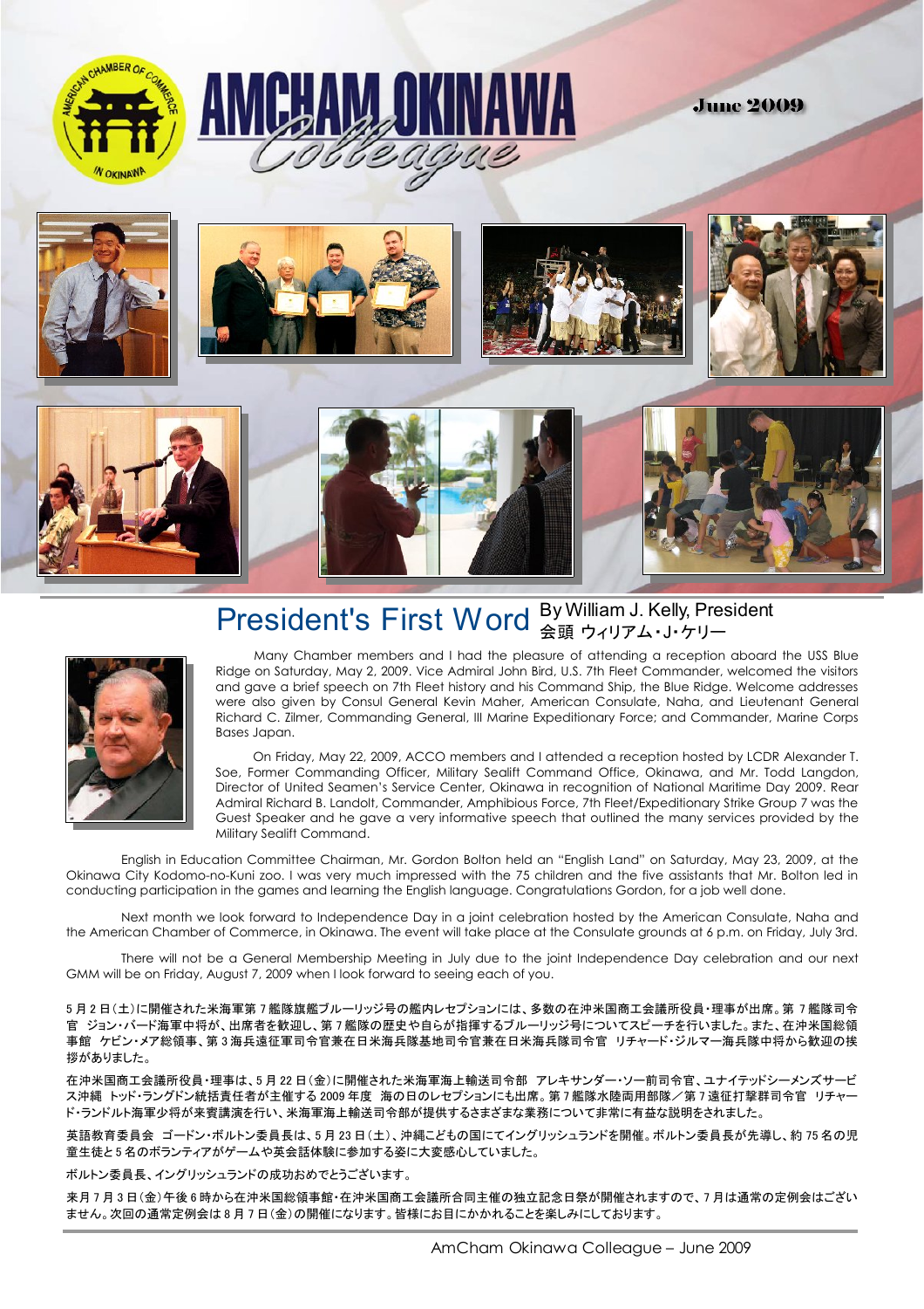# AMCHAM OKINAWA Colleague

June 2009

## President's First Word

By William J. Kelly, President
会頭 ウィリアム・J・ケリー

Many Chamber members and I had the pleasure of attending a reception aboard the USS Blue Ridge on Saturday, May 2, 2009. Vice Admiral John Bird, U.S. 7th Fleet Commander, welcomed the visitors and gave a brief speech on 7th Fleet history and his Command Ship, the Blue Ridge. Welcome addresses were also given by Consul General Kevin Maher, American Consulate, Naha, and Lieutenant General Richard C. Zilmer, Commanding General, III Marine Expeditionary Force; and Commander, Marine Corps Bases Japan.

On Friday, May 22, 2009, ACCO members and I attended a reception hosted by LCDR Alexander T. Soe, Former Commanding Officer, Military Sealift Command Office, Okinawa, and Mr. Todd Langdon, Director of United Seamen's Service Center, Okinawa in recognition of National Maritime Day 2009. Rear Admiral Richard B. Landolt, Commander, Amphibious Force, 7th Fleet/Expeditionary Strike Group 7 was the Guest Speaker and he gave a very informative speech that outlined the many services provided by the Military Sealift Command.

English in Education Committee Chairman, Mr. Gordon Bolton held an "English Land" on Saturday, May 23, 2009, at the Okinawa City Kodomo-no-Kuni zoo. I was very much impressed with the 75 children and the five assistants that Mr. Bolton led in conducting participation in the games and learning the English language. Congratulations Gordon, for a job well done.

Next month we look forward to Independence Day in a joint celebration hosted by the American Consulate, Naha and the American Chamber of Commerce, in Okinawa. The event will take place at the Consulate grounds at 6 p.m. on Friday, July 3rd.

There will not be a General Membership Meeting in July due to the joint Independence Day celebration and our next GMM will be on Friday, August 7, 2009 when I look forward to seeing each of you.

5月2日（土）に開催された米海軍第7艦隊旗艦ブルーリッジ号の艦内レセプションには、多数の在沖米国商工会議所役員・理事が出席。第7艦隊司令官 ジョン・バード海軍中将が、出席者を歓迎し、第7艦隊の歴史や自らが指揮するブルーリッジ号についてスピーチを行いました。また、在沖米国総領事館 ケビン・メア総領事、第3海兵遠征軍司令官兼在日米海兵隊基地司令官兼在日米海兵隊司令官 リチャード・ジルマー海兵隊中将から歓迎の挨拶がありました。

在沖米国商工会議所役員・理事は、5月22日（金）に開催された米海軍海上輸送司令部 アレキサンダー・ソー前司令官、ユナイテッドシーメンズサービス沖縄 トッド・ラングドン統括責任者が主催する2009年度 海の日のレセプションにも出席。第7艦隊水陸両用部隊／第7遠征打撃群司令官 リチャード・ランドルト海軍少将が来賓講演を行い、米海軍海上輸送司令部が提供するさまざまな業務について非常に有益な説明をされました。

英語教育委員会 ゴードン・ボルトン委員長は、5月23日（土）、沖縄こどもの国にてイングリッシュランドを開催。ボルトン委員長が先導し、約75名の児童生徒と5名のボランティアがゲームや英会話体験に参加する姿に大変感心していました。

ボルトン委員長、イングリッシュランドの成功おめでとうございます。

来月7月3日（金）午後6時から在沖米国総領事館・在沖米国商工会議所合同主催の独立記念日祭が開催されますので、7月は通常の定例会はございません。次回の通常定例会は8月7日（金）の開催になります。皆様にお目にかかれることを楽しみにしております。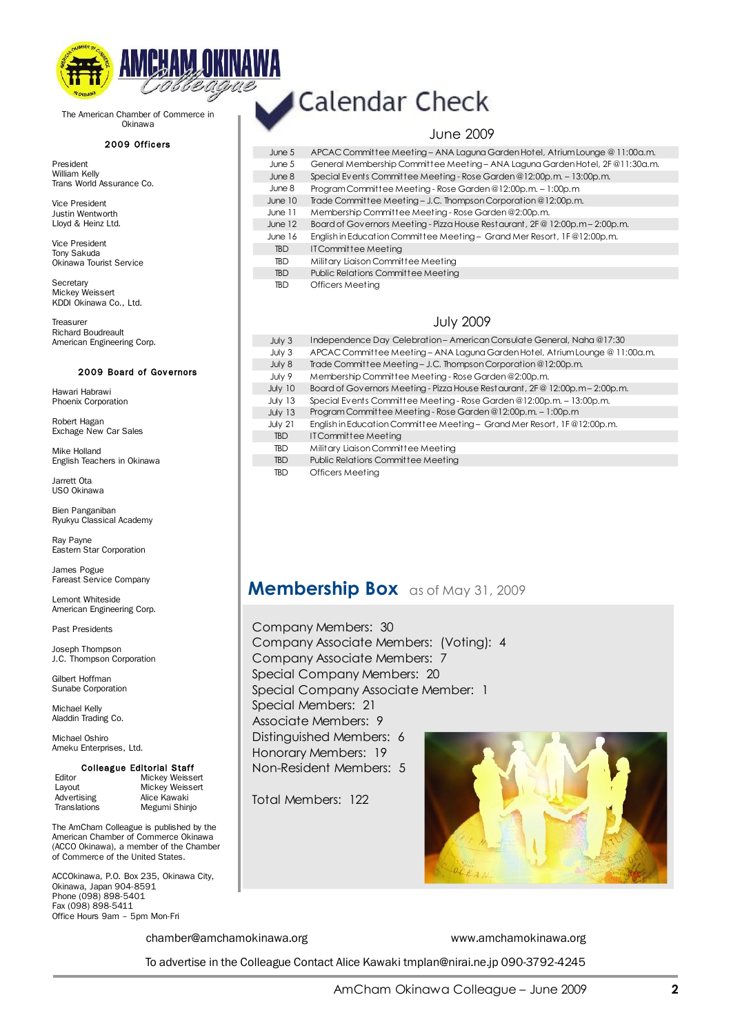# AMCHAM OKINAWA Colleague

The American Chamber of Commerce in Okinawa

### 2009 Officers

President
William Kelly
Trans World Assurance Co.

Vice President
Justin Wentworth
Lloyd & Heinz Ltd.

Vice President
Tony Sakuda
Okinawa Tourist Service

Secretary
Mickey Weissert
KDDI Okinawa Co., Ltd.

Treasurer
Richard Boudreault
American Engineering Corp.

### 2009 Board of Governors

Hawari Habrawi
Phoenix Corporation

Robert Hagan
Exchage New Car Sales

Mike Holland
English Teachers in Okinawa

Jarrett Ota
USO Okinawa

Bien Panganiban
Ryukyu Classical Academy

Ray Payne
Eastern Star Corporation

James Pogue
Fareast Service Company

Lemont Whiteside
American Engineering Corp.

Past Presidents

Joseph Thompson
J.C. Thompson Corporation

Gilbert Hoffman
Sunabe Corporation

Michael Kelly
Aladdin Trading Co.

Michael Oshiro
Ameku Enterprises, Ltd.

### Colleague Editorial Staff

| | |
|---|---|
| Editor | Mickey Weissert |
| Layout | Mickey Weissert |
| Advertising | Alice Kawaki |
| Translations | Megumi Shinjo |

The AmCham Colleague is published by the American Chamber of Commerce Okinawa (ACCO Okinawa), a member of the Chamber of Commerce of the United States.

ACCOkinawa, P.O. Box 235, Okinawa City, Okinawa, Japan 904-8591
Phone (098) 898-5401
Fax (098) 898-5411
Office Hours 9am – 5pm Mon-Fri

# Calendar Check

## June 2009

| | |
|---|---|
| June 5 | APCAC Committee Meeting – ANA Laguna Garden Hotel, Atrium Lounge @ 11:00a.m. |
| June 5 | General Membership Committee Meeting – ANA Laguna Garden Hotel, 2F @11:30a.m. |
| June 8 | Special Events Committee Meeting - Rose Garden @12:00p.m. – 13:00p.m. |
| June 8 | Program Committee Meeting - Rose Garden @12:00p.m. – 1:00p.m |
| June 10 | Trade Committee Meeting – J.C. Thompson Corporation @12:00p.m. |
| June 11 | Membership Committee Meeting - Rose Garden @2:00p.m. |
| June 12 | Board of Governors Meeting - Pizza House Restaurant, 2F @ 12:00p.m – 2:00p.m. |
| June 16 | English in Education Committee Meeting – Grand Mer Resort, 1F @12:00p.m. |
| TBD | IT Committee Meeting |
| TBD | Military Liaison Committee Meeting |
| TBD | Public Relations Committee Meeting |
| TBD | Officers Meeting |

## July 2009

| | |
|---|---|
| July 3 | Independence Day Celebration – American Consulate General, Naha @17:30 |
| July 3 | APCAC Committee Meeting – ANA Laguna Garden Hotel, Atrium Lounge @ 11:00a.m. |
| July 8 | Trade Committee Meeting – J.C. Thompson Corporation @12:00p.m. |
| July 9 | Membership Committee Meeting - Rose Garden @2:00p.m. |
| July 10 | Board of Governors Meeting - Pizza House Restaurant, 2F @ 12:00p.m – 2:00p.m. |
| July 13 | Special Events Committee Meeting - Rose Garden @12:00p.m. – 13:00p.m. |
| July 13 | Program Committee Meeting - Rose Garden @12:00p.m. – 1:00p.m |
| July 21 | English in Education Committee Meeting – Grand Mer Resort, 1F @12:00p.m. |
| TBD | IT Committee Meeting |
| TBD | Military Liaison Committee Meeting |
| TBD | Public Relations Committee Meeting |
| TBD | Officers Meeting |

## Membership Box as of May 31, 2009

Company Members: 30
Company Associate Members: (Voting): 4
Company Associate Members: 7
Special Company Members: 20
Special Company Associate Member: 1
Special Members: 21
Associate Members: 9
Distinguished Members: 6
Honorary Members: 19
Non-Resident Members: 5

Total Members: 122

chamber@amchamokinawa.org www.amchamokinawa.org

To advertise in the Colleague Contact Alice Kawaki tmplan@nirai.ne.jp 090-3792-4245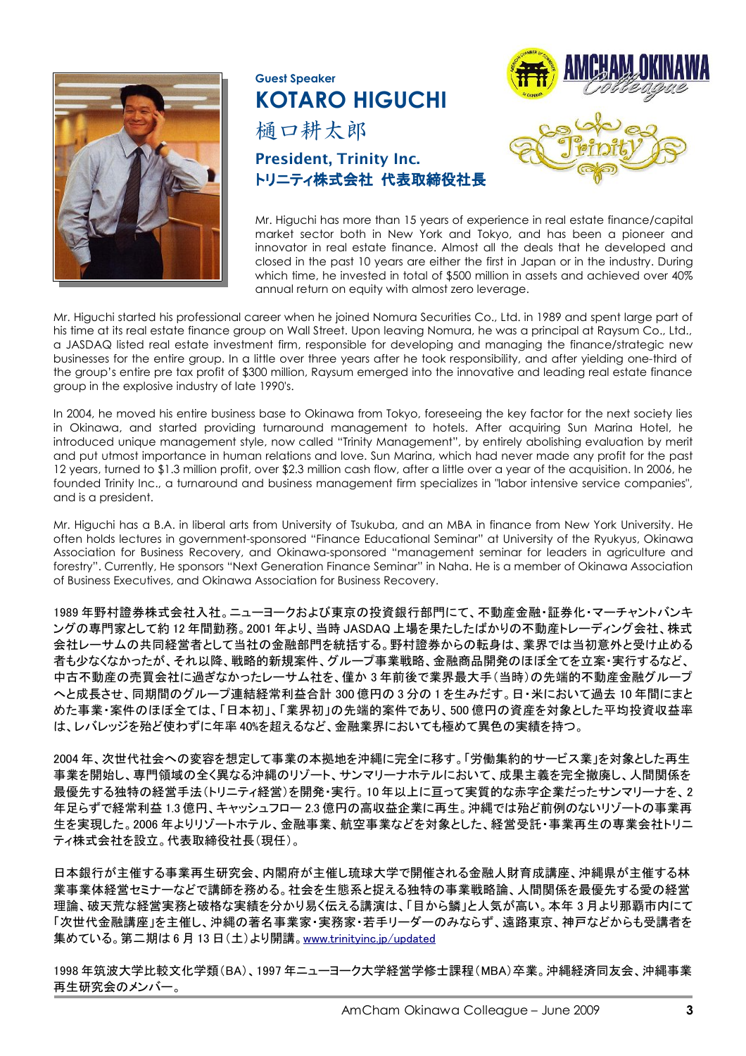Guest Speaker

# KOTARO HIGUCHI

樋口耕太郎

**President, Trinity Inc.**

**トリニティ株式会社 代表取締役社長**

Mr. Higuchi has more than 15 years of experience in real estate finance/capital market sector both in New York and Tokyo, and has been a pioneer and innovator in real estate finance. Almost all the deals that he developed and closed in the past 10 years are either the first in Japan or in the industry. During which time, he invested in total of $500 million in assets and achieved over 40% annual return on equity with almost zero leverage.

Mr. Higuchi started his professional career when he joined Nomura Securities Co., Ltd. in 1989 and spent large part of his time at its real estate finance group on Wall Street. Upon leaving Nomura, he was a principal at Raysum Co., Ltd., a JASDAQ listed real estate investment firm, responsible for developing and managing the finance/strategic new businesses for the entire group. In a little over three years after he took responsibility, and after yielding one-third of the group's entire pre tax profit of $300 million, Raysum emerged into the innovative and leading real estate finance group in the explosive industry of late 1990's.

In 2004, he moved his entire business base to Okinawa from Tokyo, foreseeing the key factor for the next society lies in Okinawa, and started providing turnaround management to hotels. After acquiring Sun Marina Hotel, he introduced unique management style, now called "Trinity Management", by entirely abolishing evaluation by merit and put utmost importance in human relations and love. Sun Marina, which had never made any profit for the past 12 years, turned to $1.3 million profit, over $2.3 million cash flow, after a little over a year of the acquisition. In 2006, he founded Trinity Inc., a turnaround and business management firm specializes in "labor intensive service companies", and is a president.

Mr. Higuchi has a B.A. in liberal arts from University of Tsukuba, and an MBA in finance from New York University. He often holds lectures in government-sponsored "Finance Educational Seminar" at University of the Ryukyus, Okinawa Association for Business Recovery, and Okinawa-sponsored "management seminar for leaders in agriculture and forestry". Currently, He sponsors "Next Generation Finance Seminar" in Naha. He is a member of Okinawa Association of Business Executives, and Okinawa Association for Business Recovery.

1989年野村證券株式会社入社。ニューヨークおよび東京の投資銀行部門にて、不動産金融・証券化・マーチャントバンキングの専門家として約12年間勤務。2001年より、当時JASDAQ上場を果たしたばかりの不動産トレーディング会社、株式会社レーサムの共同経営者として当社の金融部門を統括する。野村證券からの転身は、業界では当初意外と受け止める者も少なくなかったが、それ以降、戦略的新規案件、グループ事業戦略、金融商品開発のほぼ全てを立案・実行するなど、中古不動産の売買会社に過ぎなかったレーサム社を、僅か3年前後で業界最大手（当時）の先端的不動産金融グループへと成長させ、同期間のグループ連結経常利益合計300億円の3分の1を生みだす。日・米において過去10年間にまとめた事業・案件のほぼ全ては、「日本初」、「業界初」の先端的案件であり、500億円の資産を対象とした平均投資収益率は、レバレッジを殆ど使わずに年率40%を超えるなど、金融業界においても極めて異色の実績を持つ。

2004年、次世代社会への変容を想定して事業の本拠地を沖縄に完全に移す。「労働集約的サービス業」を対象とした再生事業を開始し、専門領域の全く異なる沖縄のリゾート、サンマリーナホテルにおいて、成果主義を完全撤廃し、人間関係を最優先する独特の経営手法（トリニティ経営）を開発・実行。10年以上に亘って実質的な赤字企業だったサンマリーナを、2年足らずで経営利益1.3億円、キャッシュフロー2.3億円の高収益企業に再生。沖縄では殆ど前例のないリゾートの事業再生を実現した。2006年よりリゾートホテル、金融事業、航空事業などを対象とした、経営受託・事業再生の専業会社トリニティ株式会社を設立。代表取締役社長（現任）。

日本銀行が主催する事業再生研究会、内閣府が主催し琉球大学で開催される金融人財育成講座、沖縄県が主催する林業事業体経営セミナーなどで講師を務める。社会を生態系と捉える独特の事業戦略論、人間関係を最優先する愛の経営理論、破天荒な経営実務と破格な実績を分かり易く伝える講演は、「目から鱗」と人気が高い。本年3月より那覇市内にて「次世代金融講座」を主催し、沖縄の著名事業家・実務家・若手リーダーのみならず、遠路東京、神戸などからも受講者を集めている。第二期は6月13日（土）より開講。www.trinityinc.jp/updated

1998年筑波大学比較文化学類（BA）、1997年ニューヨーク大学経営学修士課程（MBA）卒業。沖縄経済同友会、沖縄事業再生研究会のメンバー。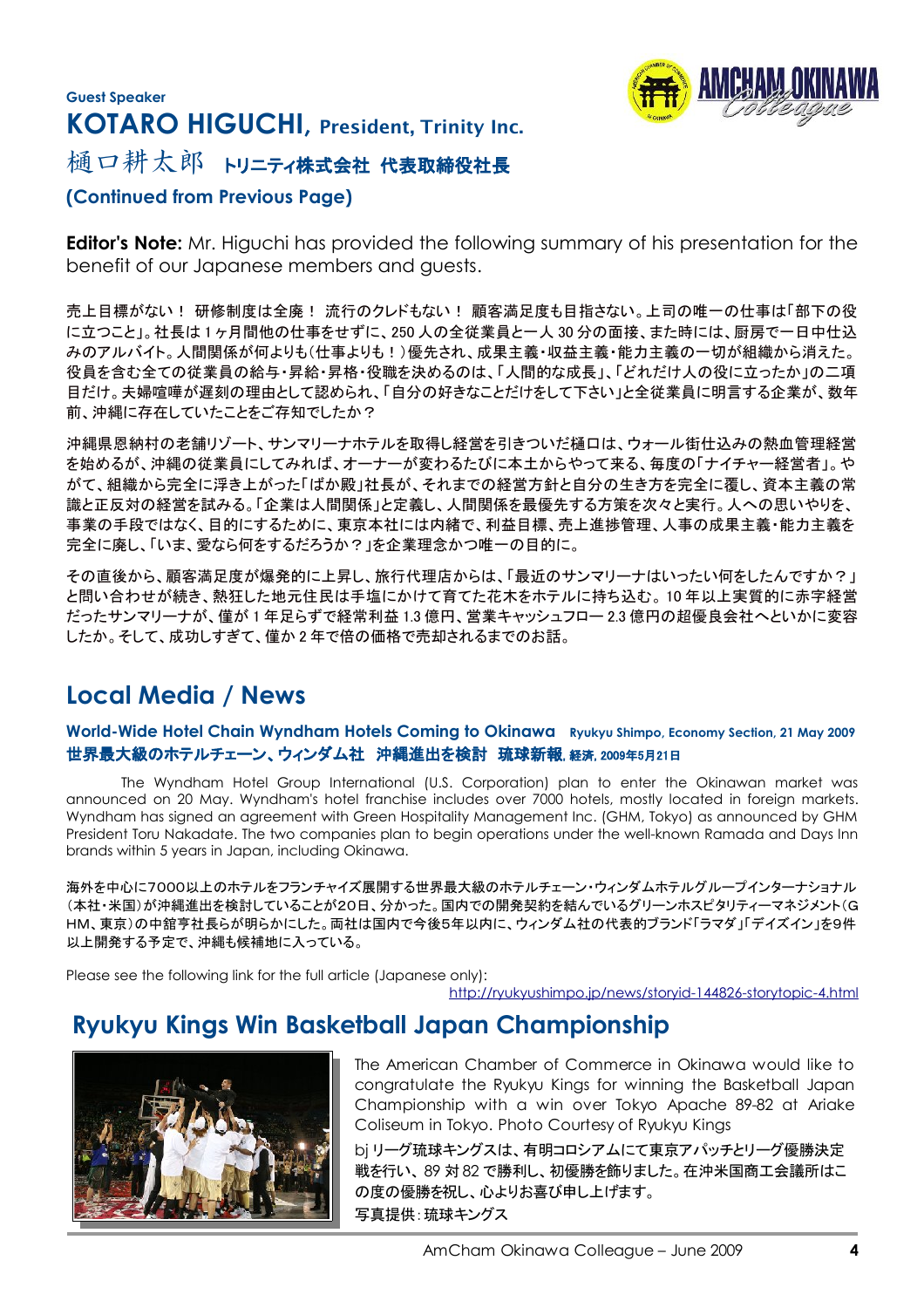### Guest Speaker

## KOTARO HIGUCHI, President, Trinity Inc.

## 樋口耕太郎 トリニティ株式会社 代表取締役社長

### (Continued from Previous Page)

**Editor's Note:** Mr. Higuchi has provided the following summary of his presentation for the benefit of our Japanese members and guests.

売上目標がない！ 研修制度は全廃！ 流行のクレドもない！ 顧客満足度も目指さない。上司の唯一の仕事は「部下の役に立つこと」。社長は1ヶ月間他の仕事をせずに、250人の全従業員と一人30分の面接、また時には、厨房で一日中仕込みのアルバイト。人間関係が何よりも（仕事よりも！）優先され、成果主義・収益主義・能力主義の一切が組織から消えた。役員を含む全ての従業員の給与・昇給・昇格・役職を決めるのは、「人間的な成長」、「どれだけ人の役に立ったか」の二項目だけ。夫婦喧嘩が遅刻の理由として認められ、「自分の好きなことだけをして下さい」と全従業員に明言する企業が、数年前、沖縄に存在していたことをご存知でしたか？

沖縄県恩納村の老舗リゾート、サンマリーナホテルを取得し経営を引きついだ樋口は、ウォール街仕込みの熱血管理経営を始めるが、沖縄の従業員にしてみれば、オーナーが変わるたびに本土からやって来る、毎度の「ナイチャー経営者」。やがて、組織から完全に浮き上がった「ばか殿」社長が、それまでの経営方針と自分の生き方を完全に覆し、資本主義の常識と正反対の経営を試みる。「企業は人間関係」と定義し、人間関係を最優先する方策を次々と実行。人への思いやりを、事業の手段ではなく、目的にするために、東京本社には内緒で、利益目標、売上進捗管理、人事の成果主義・能力主義を完全に廃し、「いま、愛なら何をするだろうか？」を企業理念かつ唯一の目的に。

その直後から、顧客満足度が爆発的に上昇し、旅行代理店からは、「最近のサンマリーナはいったい何をしたんですか？」と問い合わせが続き、熱狂した地元住民は手塩にかけて育てた花木をホテルに持ち込む。10年以上実質的に赤字経営だったサンマリーナが、僅か1年足らずで経常利益1.3億円、営業キャッシュフロー2.3億円の超優良会社へといかに変容したか。そして、成功しすぎて、僅か2年で倍の価格で売却されるまでのお話。

## Local Media / News

### World-Wide Hotel Chain Wyndham Hotels Coming to Okinawa Ryukyu Shimpo, Economy Section, 21 May 2009
### 世界最大級のホテルチェーン、ウィンダム社 沖縄進出を検討 琉球新報, 経済, 2009年5月21日

The Wyndham Hotel Group International (U.S. Corporation) plan to enter the Okinawan market was announced on 20 May. Wyndham's hotel franchise includes over 7000 hotels, mostly located in foreign markets. Wyndham has signed an agreement with Green Hospitality Management Inc. (GHM, Tokyo) as announced by GHM President Toru Nakadate. The two companies plan to begin operations under the well-known Ramada and Days Inn brands within 5 years in Japan, including Okinawa.

海外を中心に7000以上のホテルをフランチャイズ展開する世界最大級のホテルチェーン・ウィンダムホテルグループインターナショナル（本社・米国）が沖縄進出を検討していることが20日、分かった。国内での開発契約を結んでいるグリーンホスピタリティーマネジメント（GHM、東京）の中舘亨社長らが明らかにした。両社は国内で今後5年以内に、ウィンダム社の代表的ブランド「ラマダ」「デイズイン」を9件以上開発する予定で、沖縄も候補地に入っている。

Please see the following link for the full article (Japanese only):
http://ryukyushimpo.jp/news/storyid-144826-storytopic-4.html

## Ryukyu Kings Win Basketball Japan Championship

The American Chamber of Commerce in Okinawa would like to congratulate the Ryukyu Kings for winning the Basketball Japan Championship with a win over Tokyo Apache 89-82 at Ariake Coliseum in Tokyo. Photo Courtesy of Ryukyu Kings

bjリーグ琉球キングスは、有明コロシアムにて東京アパッチとリーグ優勝決定戦を行い、89対82で勝利し、初優勝を飾りました。在沖米国商工会議所はこの度の優勝を祝し、心よりお喜び申し上げます。
写真提供：琉球キングス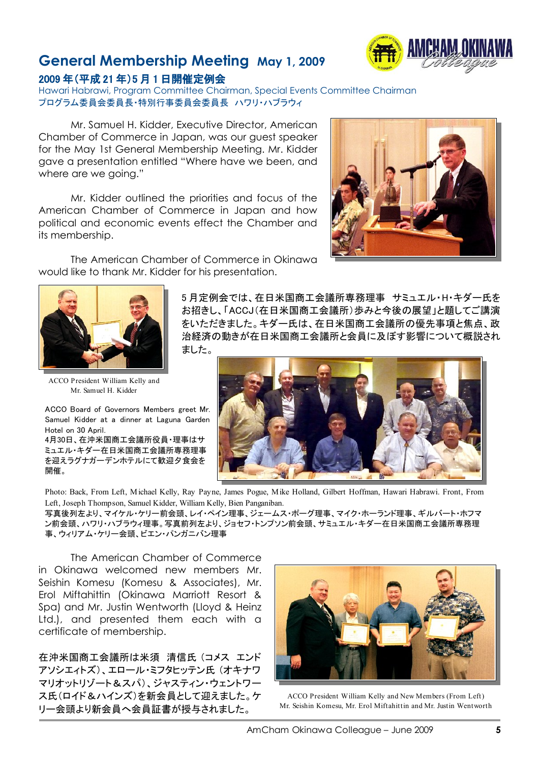# General Membership Meeting May 1, 2009

## 2009 年(平成 21 年)5 月 1 日開催定例会

Hawari Habrawi, Program Committee Chairman, Special Events Committee Chairman
プログラム委員会委員長・特別行事委員会委員長　ハワリ・ハブラウィ

Mr. Samuel H. Kidder, Executive Director, American Chamber of Commerce in Japan, was our guest speaker for the May 1st General Membership Meeting. Mr. Kidder gave a presentation entitled "Where have we been, and where are we going."

Mr. Kidder outlined the priorities and focus of the American Chamber of Commerce in Japan and how political and economic events effect the Chamber and its membership.

The American Chamber of Commerce in Okinawa would like to thank Mr. Kidder for his presentation.

5 月定例会では、在日米国商工会議所専務理事　サミュエル・H・キダー氏をお招きし、「ACCJ（在日米国商工会議所）歩みと今後の展望」と題してご講演をいただきました。キダー氏は、在日米国商工会議所の優先事項と焦点、政治経済の動きが在日米国商工会議所と会員に及ぼす影響について概説されました。

ACCO President William Kelly and Mr. Samuel H. Kidder

ACCO Board of Governors Members greet Mr. Samuel Kidder at a dinner at Laguna Garden Hotel on 30 April.
4月30日、在沖米国商工会議所役員・理事はサミュエル・キダー在日米国商工会議所専務理事を迎えラグナガーデンホテルにて歓迎夕食会を開催。

Photo: Back, From Left, Michael Kelly, Ray Payne, James Pogue, Mike Holland, Gilbert Hoffman, Hawari Habrawi. Front, From Left, Joseph Thompson, Samuel Kidder, William Kelly, Bien Panganiban.
写真後列左より、マイケル・ケリー前会頭、レイ・ペイン理事、ジェームス・ポーグ理事、マイク・ホーランド理事、ギルバート・ホフマン前会頭、ハワリ・ハブラウィ理事。写真前列左より、ジョセフ・トンプソン前会頭、サミュエル・キダー在日米国商工会議所専務理事、ウィリアム・ケリー会頭、ビエン・パンガニバン理事

The American Chamber of Commerce in Okinawa welcomed new members Mr. Seishin Komesu (Komesu & Associates), Mr. Erol Miftahittin (Okinawa Marriott Resort & Spa) and Mr. Justin Wentworth (Lloyd & Heinz Ltd.), and presented them each with a certificate of membership.

在沖米国商工会議所は米須　清信氏（コメス　エンドアソシエイトズ）、エロール・ミフタヒッテン氏（オキナワマリオットリゾート＆スパ）、ジャスティン・ウェントワース氏（ロイド＆ハインズ）を新会員として迎えました。ケリー会頭より新会員へ会員証書が授与されました。

ACCO President William Kelly and New Members (From Left) Mr. Seishin Komesu, Mr. Erol Miftahittin and Mr. Justin Wentworth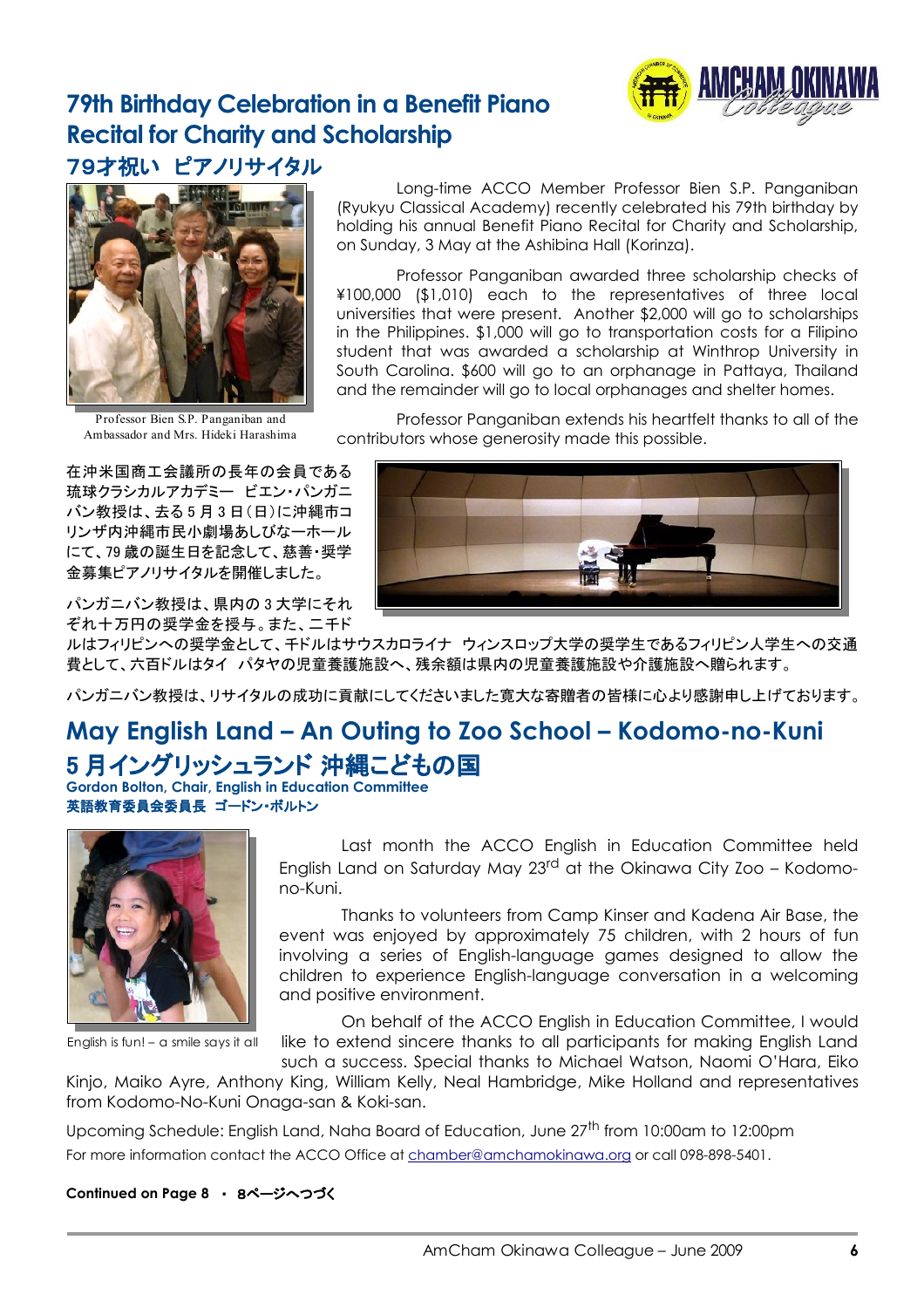## 79th Birthday Celebration in a Benefit Piano Recital for Charity and Scholarship

### 79才祝い ピアノリサイタル

Professor Bien S.P. Panganiban and Ambassador and Mrs. Hideki Harashima

Long-time ACCO Member Professor Bien S.P. Panganiban (Ryukyu Classical Academy) recently celebrated his 79th birthday by holding his annual Benefit Piano Recital for Charity and Scholarship, on Sunday, 3 May at the Ashibina Hall (Korinza).

Professor Panganiban awarded three scholarship checks of ¥100,000 ($1,010) each to the representatives of three local universities that were present. Another $2,000 will go to scholarships in the Philippines. $1,000 will go to transportation costs for a Filipino student that was awarded a scholarship at Winthrop University in South Carolina. $600 will go to an orphanage in Pattaya, Thailand and the remainder will go to local orphanages and shelter homes.

Professor Panganiban extends his heartfelt thanks to all of the contributors whose generosity made this possible.

在沖米国商工会議所の長年の会員である琉球クラシカルアカデミー ビエン・パンガニバン教授は、去る5月3日（日）に沖縄市コリンザ内沖縄市民小劇場あしびなーホールにて、79歳の誕生日を記念して、慈善・奨学金募集ピアノリサイタルを開催しました。

パンガニバン教授は、県内の3大学にそれぞれ十万円の奨学金を授与。また、二千ドルはフィリピンへの奨学金として、千ドルはサウスカロライナ ウィンスロップ大学の奨学生であるフィリピン人学生への交通費として、六百ドルはタイ パタヤの児童養護施設へ、残余額は県内の児童養護施設や介護施設へ贈られます。

パンガニバン教授は、リサイタルの成功に貢献にしてくださいました寛大な寄贈者の皆様に心より感謝申し上げております。

## May English Land – An Outing to Zoo School – Kodomo-no-Kuni

### 5月イングリッシュランド 沖縄こどもの国

**Gordon Bolton, Chair, English in Education Committee**
**英語教育委員会委員長 ゴードン・ボルトン**

English is fun! – a smile says it all

Last month the ACCO English in Education Committee held English Land on Saturday May 23rd at the Okinawa City Zoo – Kodomo-no-Kuni.

Thanks to volunteers from Camp Kinser and Kadena Air Base, the event was enjoyed by approximately 75 children, with 2 hours of fun involving a series of English-language games designed to allow the children to experience English-language conversation in a welcoming and positive environment.

On behalf of the ACCO English in Education Committee, I would like to extend sincere thanks to all participants for making English Land such a success. Special thanks to Michael Watson, Naomi O'Hara, Eiko Kinjo, Maiko Ayre, Anthony King, William Kelly, Neal Hambridge, Mike Holland and representatives from Kodomo-No-Kuni Onaga-san & Koki-san.

Upcoming Schedule: English Land, Naha Board of Education, June 27th from 10:00am to 12:00pm

For more information contact the ACCO Office at chamber@amchamokinawa.org or call 098-898-5401.

**Continued on Page 8 ・ 8ページへつづく**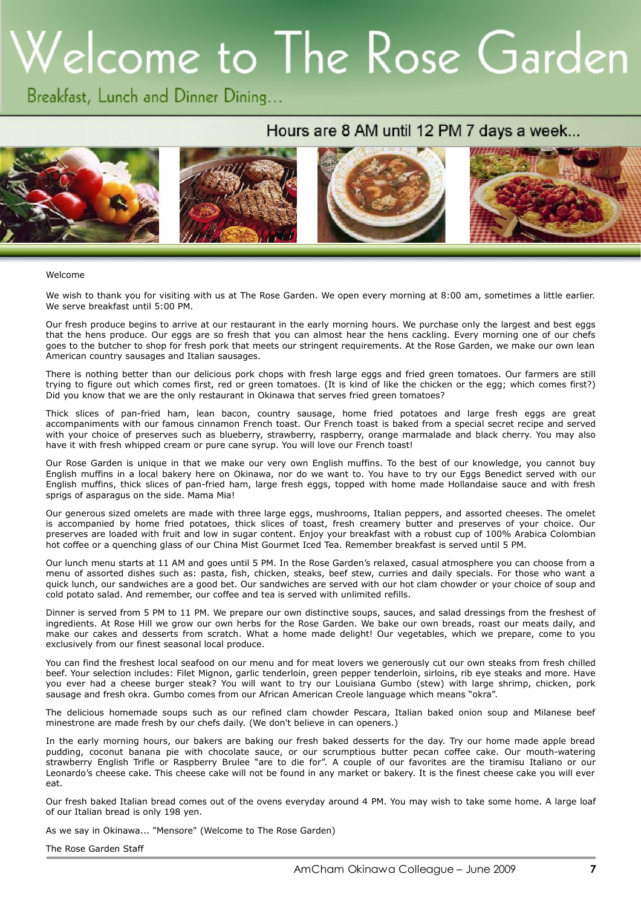# Welcome to The Rose Garden

Breakfast, Lunch and Dinner Dining...

Hours are 8 AM until 12 PM 7 days a week...

Welcome

We wish to thank you for visiting with us at The Rose Garden. We open every morning at 8:00 am, sometimes a little earlier. We serve breakfast until 5:00 PM.

Our fresh produce begins to arrive at our restaurant in the early morning hours. We purchase only the largest and best eggs that the hens produce. Our eggs are so fresh that you can almost hear the hens cackling. Every morning one of our chefs goes to the butcher to shop for fresh pork that meets our stringent requirements. At the Rose Garden, we make our own lean American country sausages and Italian sausages.

There is nothing better than our delicious pork chops with fresh large eggs and fried green tomatoes. Our farmers are still trying to figure out which comes first, red or green tomatoes. (It is kind of like the chicken or the egg; which comes first?) Did you know that we are the only restaurant in Okinawa that serves fried green tomatoes?

Thick slices of pan-fried ham, lean bacon, country sausage, home fried potatoes and large fresh eggs are great accompaniments with our famous cinnamon French toast. Our French toast is baked from a special secret recipe and served with your choice of preserves such as blueberry, strawberry, raspberry, orange marmalade and black cherry. You may also have it with fresh whipped cream or pure cane syrup. You will love our French toast!

Our Rose Garden is unique in that we make our very own English muffins. To the best of our knowledge, you cannot buy English muffins in a local bakery here on Okinawa, nor do we want to. You have to try our Eggs Benedict served with our English muffins, thick slices of pan-fried ham, large fresh eggs, topped with home made Hollandaise sauce and with fresh sprigs of asparagus on the side. Mama Mia!

Our generous sized omelets are made with three large eggs, mushrooms, Italian peppers, and assorted cheeses. The omelet is accompanied by home fried potatoes, thick slices of toast, fresh creamery butter and preserves of your choice. Our preserves are loaded with fruit and low in sugar content. Enjoy your breakfast with a robust cup of 100% Arabica Colombian hot coffee or a quenching glass of our China Mist Gourmet Iced Tea. Remember breakfast is served until 5 PM.

Our lunch menu starts at 11 AM and goes until 5 PM. In the Rose Garden's relaxed, casual atmosphere you can choose from a menu of assorted dishes such as: pasta, fish, chicken, steaks, beef stew, curries and daily specials. For those who want a quick lunch, our sandwiches are a good bet. Our sandwiches are served with our hot clam chowder or your choice of soup and cold potato salad. And remember, our coffee and tea is served with unlimited refills.

Dinner is served from 5 PM to 11 PM. We prepare our own distinctive soups, sauces, and salad dressings from the freshest of ingredients. At Rose Hill we grow our own herbs for the Rose Garden. We bake our own breads, roast our meats daily, and make our cakes and desserts from scratch. What a home made delight! Our vegetables, which we prepare, come to you exclusively from our finest seasonal local produce.

You can find the freshest local seafood on our menu and for meat lovers we generously cut our own steaks from fresh chilled beef. Your selection includes: Filet Mignon, garlic tenderloin, green pepper tenderloin, sirloins, rib eye steaks and more. Have you ever had a cheese burger steak? You will want to try our Louisiana Gumbo (stew) with large shrimp, chicken, pork sausage and fresh okra. Gumbo comes from our African American Creole language which means "okra".

The delicious homemade soups such as our refined clam chowder Pescara, Italian baked onion soup and Milanese beef minestrone are made fresh by our chefs daily. (We don't believe in can openers.)

In the early morning hours, our bakers are baking our fresh baked desserts for the day. Try our home made apple bread pudding, coconut banana pie with chocolate sauce, or our scrumptious butter pecan coffee cake. Our mouth-watering strawberry English Trifle or Raspberry Brulee "are to die for". A couple of our favorites are the tiramisu Italiano or our Leonardo's cheese cake. This cheese cake will not be found in any market or bakery. It is the finest cheese cake you will ever eat.

Our fresh baked Italian bread comes out of the ovens everyday around 4 PM. You may wish to take some home. A large loaf of our Italian bread is only 198 yen.

As we say in Okinawa... "Mensore" (Welcome to The Rose Garden)

The Rose Garden Staff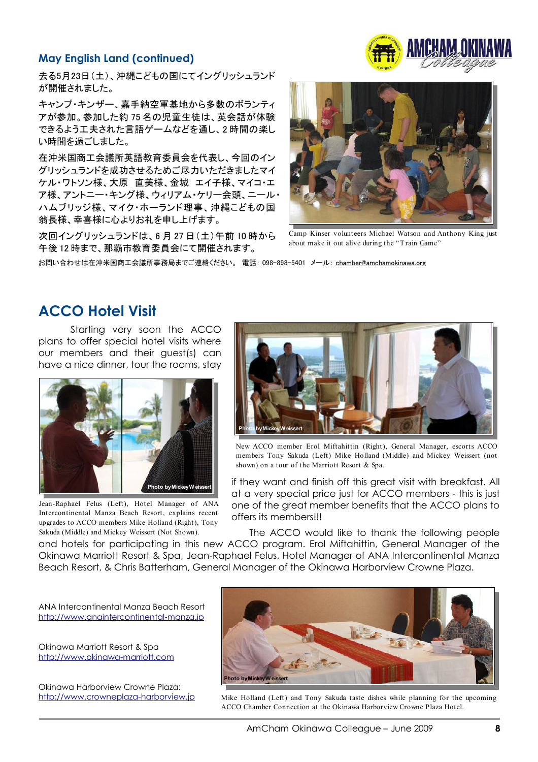## May English Land (continued)

去る5月23日（土）、沖縄こどもの国にてイングリッシュランドが開催されました。

キャンプ・キンザー、嘉手納空軍基地から多数のボランティアが参加。参加した約 75 名の児童生徒は、英会話が体験できるよう工夫された言語ゲームなどを通し、2 時間の楽しい時間を過ごしました。

在沖米国商工会議所英語教育委員会を代表し、今回のイングリッシュランドを成功させるためご尽力いただきましたマイケル・ワトソン様、大原　直美様、金城　エイ子様、マイコ・エア様、アントニー・キング様、ウィリアム・ケリー会頭、ニール・ハムブリッジ様、マイク・ホーランド理事、沖縄こどもの国翁長様、幸喜様に心よりお礼を申し上げます。

次回イングリッシュランドは、6 月 27 日（土）午前 10 時から午後 12 時まで、那覇市教育委員会にて開催されます。

Camp Kinser volunteers Michael Watson and Anthony King just about make it out alive during the "Train Game"

お問い合わせは在沖米国商工会議所事務局までご連絡ください。 電話：098-898-5401　メール：chamber@amchamokinawa.org

## ACCO Hotel Visit

Starting very soon the ACCO plans to offer special hotel visits where our members and their guest(s) can have a nice dinner, tour the rooms, stay if they want and finish off this great visit with breakfast. All at a very special price just for ACCO members - this is just one of the great member benefits that the ACCO plans to offers its members!!!

Photo by Mickey Weissert

Jean-Raphael Felus (Left), Hotel Manager of ANA Intercontinental Manza Beach Resort, explains recent upgrades to ACCO members Mike Holland (Right), Tony Sakuda (Middle) and Mickey Weissert (Not Shown).

Photo by Mickey Weissert

New ACCO member Erol Miftahittin (Right), General Manager, escorts ACCO members Tony Sakuda (Left) Mike Holland (Middle) and Mickey Weissert (not shown) on a tour of the Marriott Resort & Spa.

The ACCO would like to thank the following people and hotels for participating in this new ACCO program. Erol Miftahittin, General Manager of the Okinawa Marriott Resort & Spa, Jean-Raphael Felus, Hotel Manager of ANA Intercontinental Manza Beach Resort, & Chris Batterham, General Manager of the Okinawa Harborview Crowne Plaza.

ANA Intercontinental Manza Beach Resort
http://www.anaintercontinental-manza.jp

Okinawa Marriott Resort & Spa
http://www.okinawa-marriott.com

Okinawa Harborview Crowne Plaza:
http://www.crowneplaza-harborview.jp

Photo by Mickey Weissert

Mike Holland (Left) and Tony Sakuda taste dishes while planning for the upcoming ACCO Chamber Connection at the Okinawa Harborview Crowne Plaza Hotel.